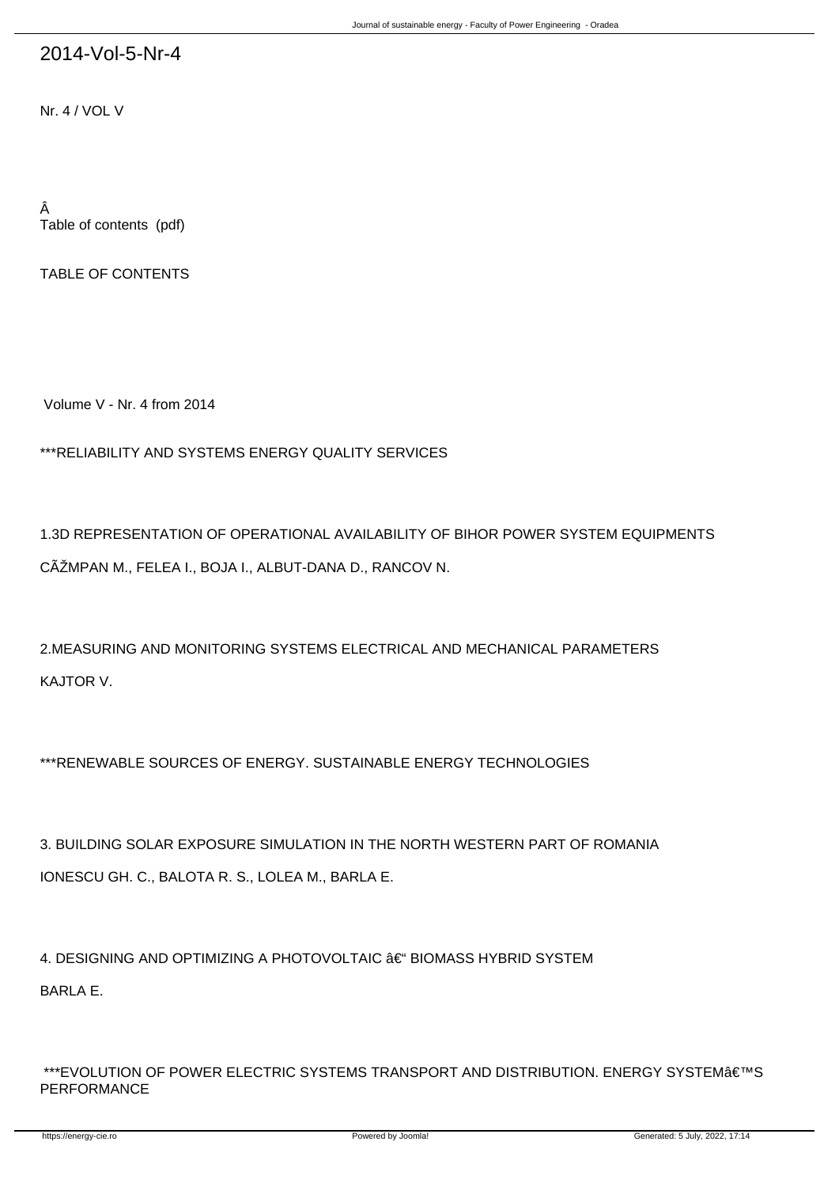# 2014-Vol-5-Nr-4

Nr. 4 / VOL V

Â

Table of contents (pdf)

TABLE OF CONTENTS

Volume V - Nr. 4 from 2014

***RELIABILITY AND SYSTEMS ENERGY QUALITY SERVICES

1.3D REPRESENTATION OF OPERATIONAL AVAILABILITY OF BIHOR POWER SYSTEM EQUIPMENTS

CÃŽMPAN M., FELEA I., BOJA I., ALBUT-DANA D., RANCOV N.

2.MEASURING AND MONITORING SYSTEMS ELECTRICAL AND MECHANICAL PARAMETERS

KAJTOR V.

***RENEWABLE SOURCES OF ENERGY. SUSTAINABLE ENERGY TECHNOLOGIES

3. BUILDING SOLAR EXPOSURE SIMULATION IN THE NORTH WESTERN PART OF ROMANIA

IONESCU GH. C., BALOTA R. S., LOLEA M., BARLA E.

4. DESIGNING AND OPTIMIZING A PHOTOVOLTAIC â€“ BIOMASS HYBRID SYSTEM

BARLA E.

***EVOLUTION OF POWER ELECTRIC SYSTEMS TRANSPORT AND DISTRIBUTION. ENERGY SYSTEMâ€™S PERFORMANCE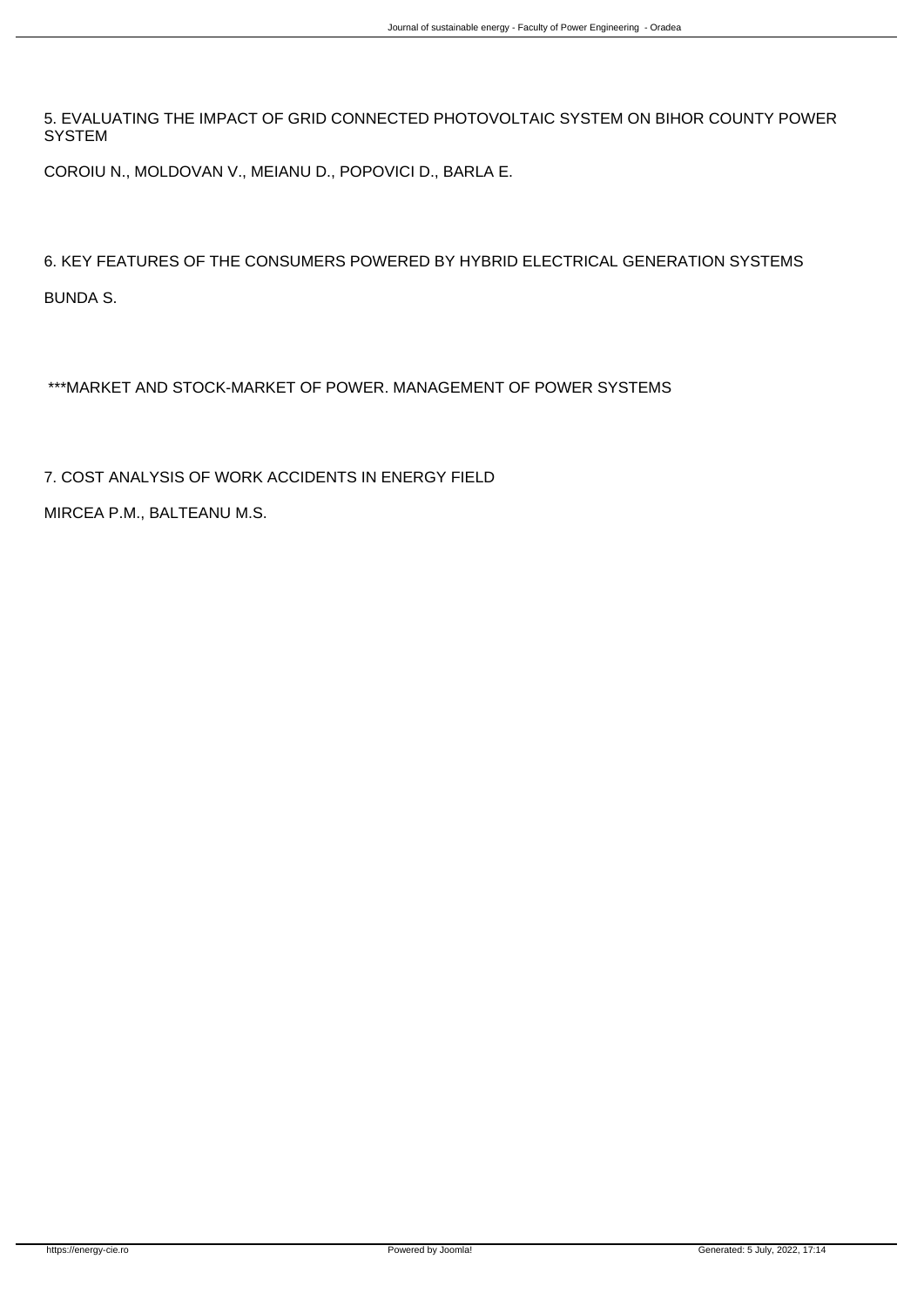5. EVALUATING THE IMPACT OF GRID CONNECTED PHOTOVOLTAIC SYSTEM ON BIHOR COUNTY POWER SYSTEM

COROIU N., MOLDOVAN V., MEIANU D., POPOVICI D., BARLA E.

6. KEY FEATURES OF THE CONSUMERS POWERED BY HYBRID ELECTRICAL GENERATION SYSTEMS

BUNDA S.

***MARKET AND STOCK-MARKET OF POWER. MANAGEMENT OF POWER SYSTEMS

7. COST ANALYSIS OF WORK ACCIDENTS IN ENERGY FIELD

MIRCEA P.M., BALTEANU M.S.